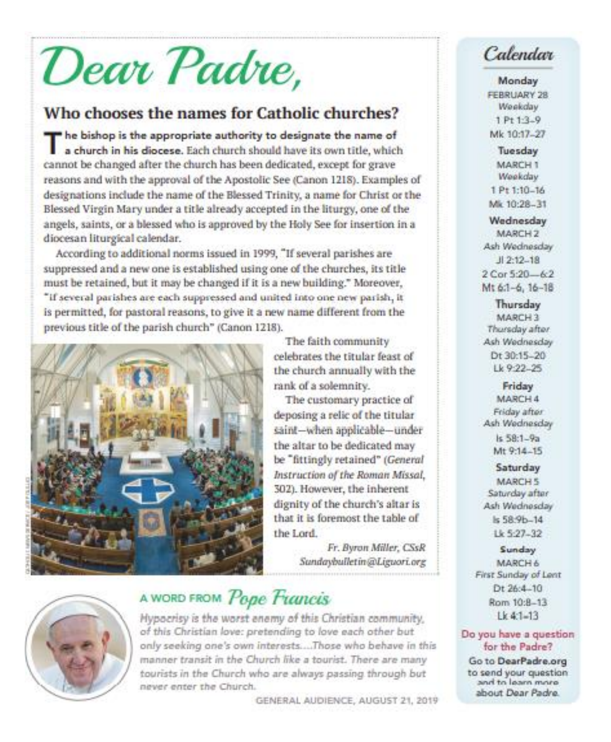# Dear Padre,

## Who chooses the names for Catholic churches?

**The bishop is the appropriate authority to designate the name of a church in his diocese.** Each church should have its own title, which cannot be changed after the church has been dedicated, except for grave reasons and with the approval of the Apostolic See (Canon 1218). Examples of designations include the name of the Blessed Trinity, a name for Christ or the Blessed Virgin Mary under a title already accepted in the liturgy, one of the angels, saints, or a blessed who is approved by the Holy See for insertion in a diocesan liturgical calendar.

According to additional norms issued in 1999, "If several parishes are suppressed and a new one is established using one of the churches, its title must be retained, but it may be changed if it is a new building." Moreover, "if several parishes are each suppressed and united into one new parish, it is permitted, for pastoral reasons, to give it a new name different from the previous title of the parish church" (Canon 1218).

The faith community celebrates the titular feast of the church annually with the rank of a solemnity.

The customary practice of deposing a relic of the titular saint—when applicable—under the altar to be dedicated may be "fittingly retained" (*General Instruction of the Roman Missal*, 302). However, the inherent dignity of the church's altar is that it is foremost the table of the Lord.

*Fr. Byron Miller, CSsR*
*Sundaybulletin@Liguori.org*

## A WORD FROM *Pope Francis*

*Hypocrisy is the worst enemy of this Christian community, of this Christian love: pretending to love each other but only seeking one's own interests....Those who behave in this manner transit in the Church like a tourist. There are many tourists in the Church who are always passing through but never enter the Church.*

GENERAL AUDIENCE, AUGUST 21, 2019

## *Calendar*

**Monday**
FEBRUARY 28
*Weekday*
1 Pt 1:3–9
Mk 10:17–27

**Tuesday**
MARCH 1
*Weekday*
1 Pt 1:10–16
Mk 10:28–31

**Wednesday**
MARCH 2
*Ash Wednesday*
Jl 2:12–18
2 Cor 5:20—6:2
Mt 6:1–6, 16–18

**Thursday**
MARCH 3
*Thursday after Ash Wednesday*
Dt 30:15–20
Lk 9:22–25

**Friday**
MARCH 4
*Friday after Ash Wednesday*
Is 58:1–9a
Mt 9:14–15

**Saturday**
MARCH 5
*Saturday after Ash Wednesday*
Is 58:9b–14
Lk 5:27–32

**Sunday**
MARCH 6
*First Sunday of Lent*
Dt 26:4–10
Rom 10:8–13
Lk 4:1–13

**Do you have a question for the Padre?**

Go to **DearPadre.org** to send your question and to learn more about *Dear Padre*.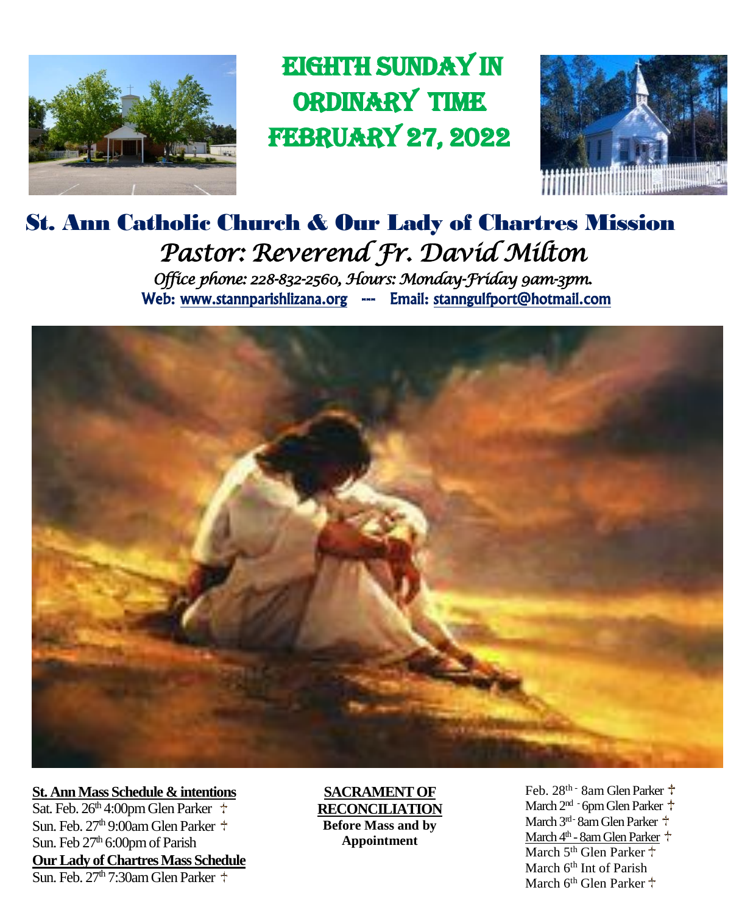# Eighth Sunday in Ordinary Time February 27, 2022

## St. Ann Catholic Church & Our Lady of Chartres Mission

*Pastor: Reverend Fr. David Milton*

*Office phone: 228-832-2560, Hours: Monday-Friday 9am-3pm.*

**Web: www.stannparishlizana.org --- Email: stanngulfport@hotmail.com**

**St. Ann Mass Schedule & intentions**

Sat. Feb. 26th 4:00pm Glen Parker †
Sun. Feb. 27th 9:00am Glen Parker †
Sun. Feb 27th 6:00pm of Parish

**Our Lady of Chartres Mass Schedule**

Sun. Feb. 27th 7:30am Glen Parker †

**SACRAMENT OF RECONCILIATION**
**Before Mass and by Appointment**

Feb. 28th - 8am Glen Parker †
March 2nd - 6pm Glen Parker †
March 3rd - 8am Glen Parker †
March 4th - 8am Glen Parker †
March 5th Glen Parker †
March 6th Int of Parish
March 6th Glen Parker †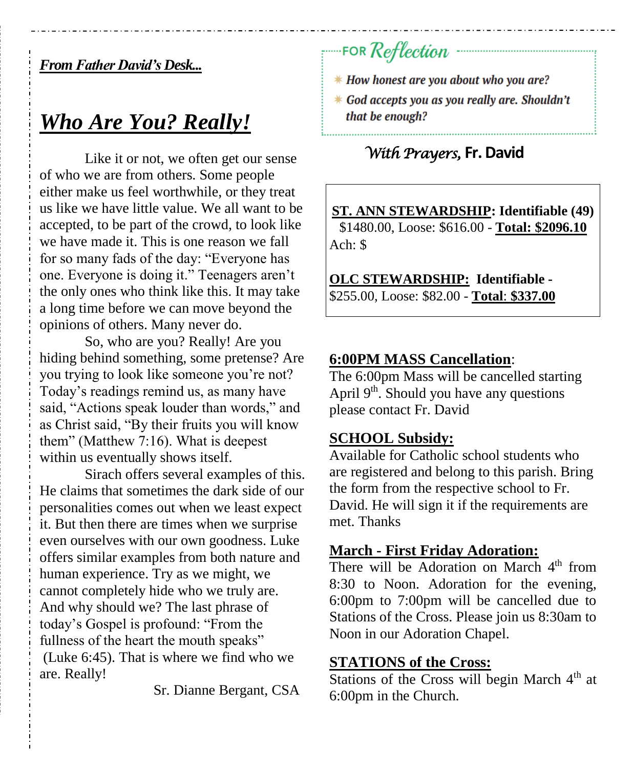***From Father David's Desk...***

# ***Who Are You? Really!***

Like it or not, we often get our sense of who we are from others. Some people either make us feel worthwhile, or they treat us like we have little value. We all want to be accepted, to be part of the crowd, to look like we have made it. This is one reason we fall for so many fads of the day: "Everyone has one. Everyone is doing it." Teenagers aren't the only ones who think like this. It may take a long time before we can move beyond the opinions of others. Many never do.

So, who are you? Really! Are you hiding behind something, some pretense? Are you trying to look like someone you're not? Today's readings remind us, as many have said, "Actions speak louder than words," and as Christ said, "By their fruits you will know them" (Matthew 7:16). What is deepest within us eventually shows itself.

Sirach offers several examples of this. He claims that sometimes the dark side of our personalities comes out when we least expect it. But then there are times when we surprise even ourselves with our own goodness. Luke offers similar examples from both nature and human experience. Try as we might, we cannot completely hide who we truly are. And why should we? The last phrase of today's Gospel is profound: "From the fullness of the heart the mouth speaks" (Luke 6:45). That is where we find who we are. Really!

Sr. Dianne Bergant, CSA

**FOR *Reflection***

- ***How honest are you about who you are?***
- ***God accepts you as you really are. Shouldn't that be enough?***

*With Prayers,* **Fr. David**

**ST. ANN STEWARDSHIP: Identifiable (49)** $1480.00, Loose: $616.00 - **Total: $2096.10**
Ach: $

**OLC STEWARDSHIP: Identifiable -** $255.00, Loose: $82.00 - **Total: $337.00**

**6:00PM MASS Cancellation**:
The 6:00pm Mass will be cancelled starting April 9th. Should you have any questions please contact Fr. David

**SCHOOL Subsidy:**
Available for Catholic school students who are registered and belong to this parish. Bring the form from the respective school to Fr. David. He will sign it if the requirements are met. Thanks

**March - First Friday Adoration:**
There will be Adoration on March 4th from 8:30 to Noon. Adoration for the evening, 6:00pm to 7:00pm will be cancelled due to Stations of the Cross. Please join us 8:30am to Noon in our Adoration Chapel.

**STATIONS of the Cross:**
Stations of the Cross will begin March 4th at 6:00pm in the Church.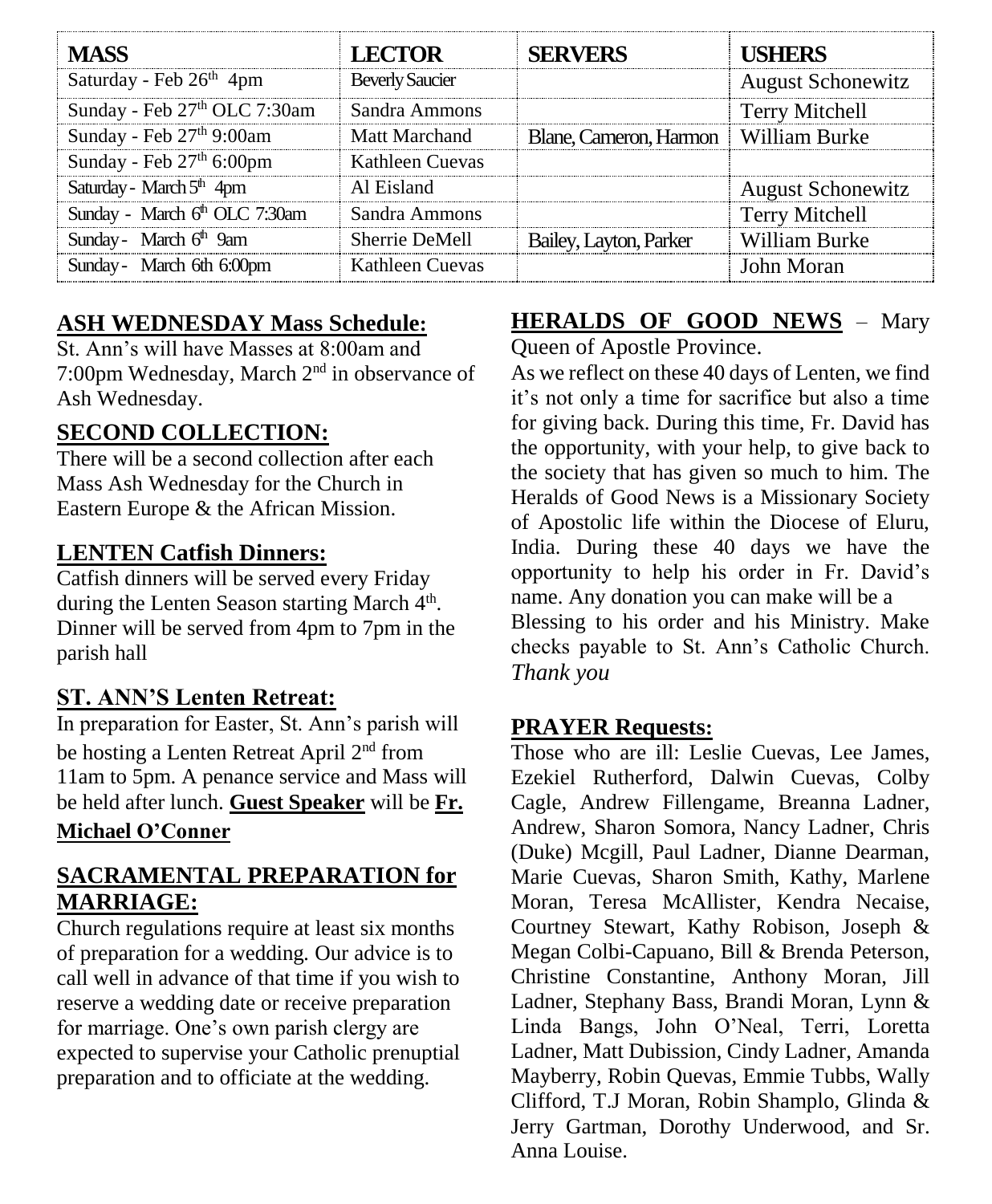| MASS | LECTOR | SERVERS | USHERS |
|---|---|---|---|
| Saturday - Feb 26th 4pm | Beverly Saucier | | August Schonewitz |
| Sunday - Feb 27th OLC 7:30am | Sandra Ammons | | Terry Mitchell |
| Sunday - Feb 27th 9:00am | Matt Marchand | Blane, Cameron, Harmon | William Burke |
| Sunday - Feb 27th 6:00pm | Kathleen Cuevas | | |
| Saturday - March 5th 4pm | Al Eisland | | August Schonewitz |
| Sunday - March 6th OLC 7:30am | Sandra Ammons | | Terry Mitchell |
| Sunday - March 6th 9am | Sherrie DeMell | Bailey, Layton, Parker | William Burke |
| Sunday - March 6th 6:00pm | Kathleen Cuevas | | John Moran |

## ASH WEDNESDAY Mass Schedule:

St. Ann's will have Masses at 8:00am and 7:00pm Wednesday, March 2nd in observance of Ash Wednesday.

## SECOND COLLECTION:

There will be a second collection after each Mass Ash Wednesday for the Church in Eastern Europe & the African Mission.

## LENTEN Catfish Dinners:

Catfish dinners will be served every Friday during the Lenten Season starting March 4th. Dinner will be served from 4pm to 7pm in the parish hall

## ST. ANN'S Lenten Retreat:

In preparation for Easter, St. Ann's parish will be hosting a Lenten Retreat April 2nd from 11am to 5pm. A penance service and Mass will be held after lunch. **Guest Speaker** will be **Fr. Michael O'Conner**

## SACRAMENTAL PREPARATION for MARRIAGE:

Church regulations require at least six months of preparation for a wedding. Our advice is to call well in advance of that time if you wish to reserve a wedding date or receive preparation for marriage. One's own parish clergy are expected to supervise your Catholic prenuptial preparation and to officiate at the wedding.

## HERALDS OF GOOD NEWS – Mary Queen of Apostle Province.

As we reflect on these 40 days of Lenten, we find it's not only a time for sacrifice but also a time for giving back. During this time, Fr. David has the opportunity, with your help, to give back to the society that has given so much to him. The Heralds of Good News is a Missionary Society of Apostolic life within the Diocese of Eluru, India. During these 40 days we have the opportunity to help his order in Fr. David's name. Any donation you can make will be a Blessing to his order and his Ministry. Make checks payable to St. Ann's Catholic Church. *Thank you*

## PRAYER Requests:

Those who are ill: Leslie Cuevas, Lee James, Ezekiel Rutherford, Dalwin Cuevas, Colby Cagle, Andrew Fillengame, Breanna Ladner, Andrew, Sharon Somora, Nancy Ladner, Chris (Duke) Mcgill, Paul Ladner, Dianne Dearman, Marie Cuevas, Sharon Smith, Kathy, Marlene Moran, Teresa McAllister, Kendra Necaise, Courtney Stewart, Kathy Robison, Joseph & Megan Colbi-Capuano, Bill & Brenda Peterson, Christine Constantine, Anthony Moran, Jill Ladner, Stephany Bass, Brandi Moran, Lynn & Linda Bangs, John O'Neal, Terri, Loretta Ladner, Matt Dubission, Cindy Ladner, Amanda Mayberry, Robin Quevas, Emmie Tubbs, Wally Clifford, T.J Moran, Robin Shamplo, Glinda & Jerry Gartman, Dorothy Underwood, and Sr. Anna Louise.